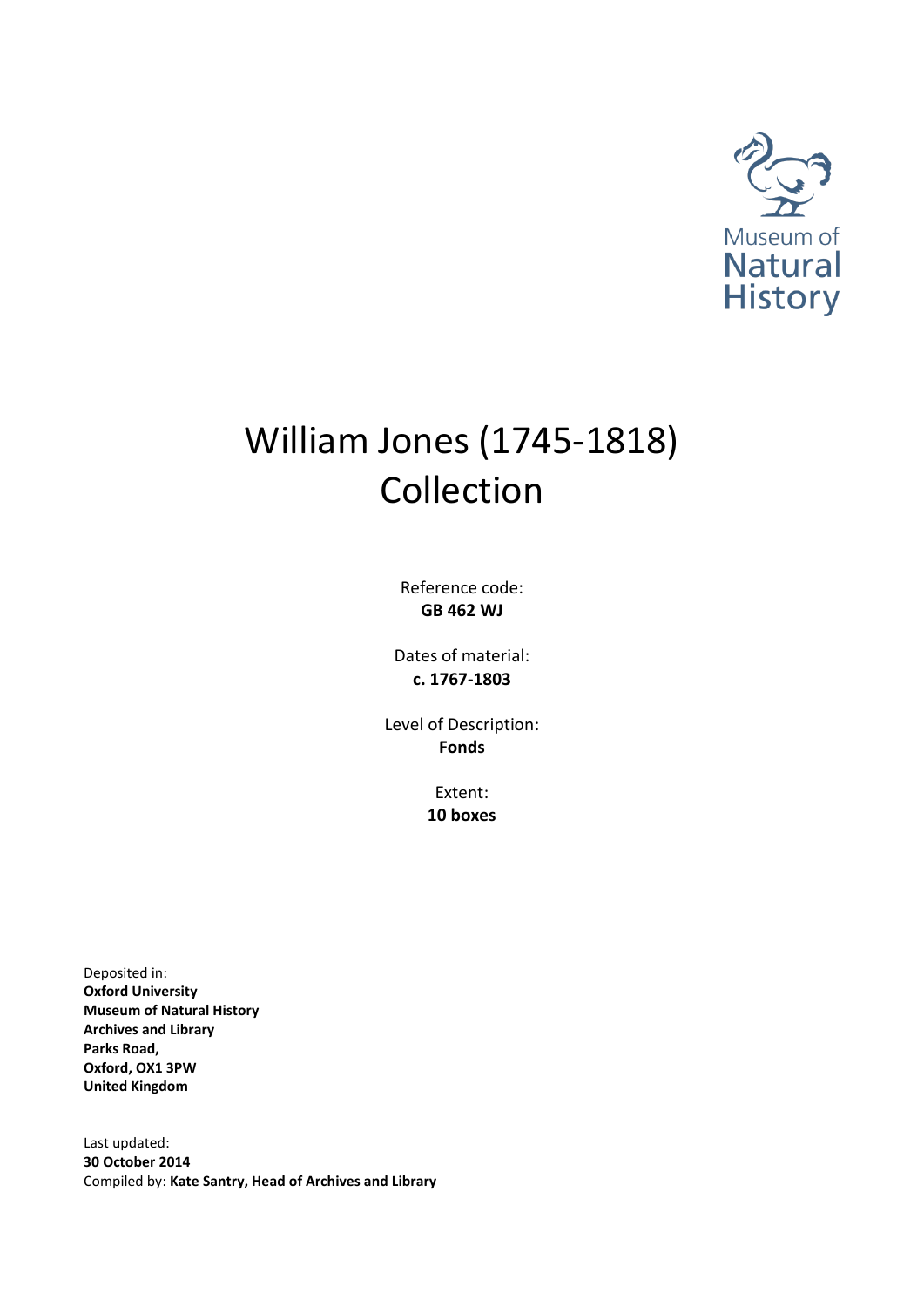Museum of Natural History

# William Jones (1745-1818) Collection

Reference code:
**GB 462 WJ**

Dates of material:
**c. 1767-1803**

Level of Description:
**Fonds**

Extent:
**10 boxes**

Deposited in:
**Oxford University**
**Museum of Natural History**
**Archives and Library**
**Parks Road,**
**Oxford, OX1 3PW**
**United Kingdom**

Last updated:
**30 October 2014**
Compiled by: **Kate Santry, Head of Archives and Library**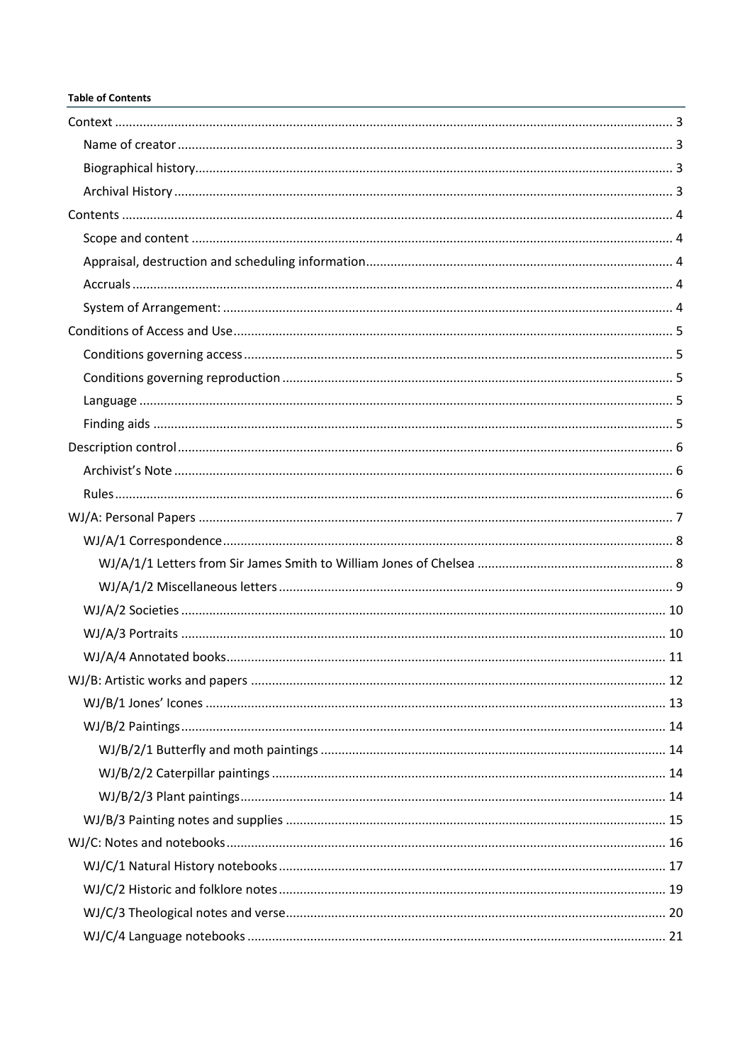**Table of Contents**

- Context ... 3
  - Name of creator ... 3
  - Biographical history ... 3
  - Archival History ... 3
- Contents ... 4
  - Scope and content ... 4
  - Appraisal, destruction and scheduling information ... 4
  - Accruals ... 4
  - System of Arrangement: ... 4
- Conditions of Access and Use ... 5
  - Conditions governing access ... 5
  - Conditions governing reproduction ... 5
  - Language ... 5
  - Finding aids ... 5
- Description control ... 6
  - Archivist's Note ... 6
  - Rules ... 6
- WJ/A: Personal Papers ... 7
  - WJ/A/1 Correspondence ... 8
    - WJ/A/1/1 Letters from Sir James Smith to William Jones of Chelsea ... 8
    - WJ/A/1/2 Miscellaneous letters ... 9
  - WJ/A/2 Societies ... 10
  - WJ/A/3 Portraits ... 10
  - WJ/A/4 Annotated books ... 11
- WJ/B: Artistic works and papers ... 12
  - WJ/B/1 Jones' Icones ... 13
  - WJ/B/2 Paintings ... 14
    - WJ/B/2/1 Butterfly and moth paintings ... 14
    - WJ/B/2/2 Caterpillar paintings ... 14
    - WJ/B/2/3 Plant paintings ... 14
  - WJ/B/3 Painting notes and supplies ... 15
- WJ/C: Notes and notebooks ... 16
  - WJ/C/1 Natural History notebooks ... 17
  - WJ/C/2 Historic and folklore notes ... 19
  - WJ/C/3 Theological notes and verse ... 20
  - WJ/C/4 Language notebooks ... 21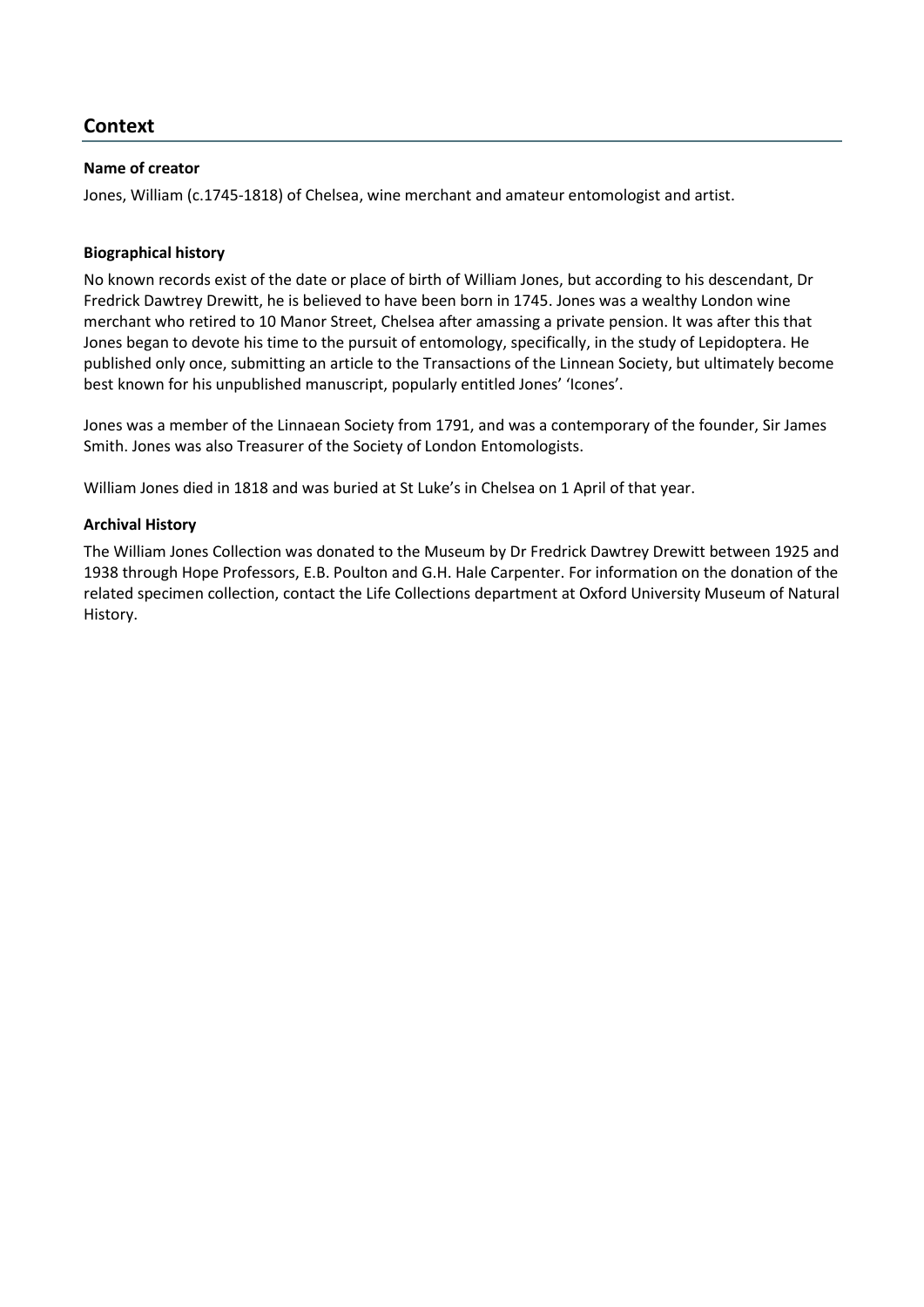## Context

**Name of creator**

Jones, William (c.1745-1818) of Chelsea, wine merchant and amateur entomologist and artist.

**Biographical history**

No known records exist of the date or place of birth of William Jones, but according to his descendant, Dr Fredrick Dawtrey Drewitt, he is believed to have been born in 1745. Jones was a wealthy London wine merchant who retired to 10 Manor Street, Chelsea after amassing a private pension. It was after this that Jones began to devote his time to the pursuit of entomology, specifically, in the study of Lepidoptera. He published only once, submitting an article to the Transactions of the Linnean Society, but ultimately become best known for his unpublished manuscript, popularly entitled Jones' 'Icones'.

Jones was a member of the Linnaean Society from 1791, and was a contemporary of the founder, Sir James Smith. Jones was also Treasurer of the Society of London Entomologists.

William Jones died in 1818 and was buried at St Luke's in Chelsea on 1 April of that year.

**Archival History**

The William Jones Collection was donated to the Museum by Dr Fredrick Dawtrey Drewitt between 1925 and 1938 through Hope Professors, E.B. Poulton and G.H. Hale Carpenter. For information on the donation of the related specimen collection, contact the Life Collections department at Oxford University Museum of Natural History.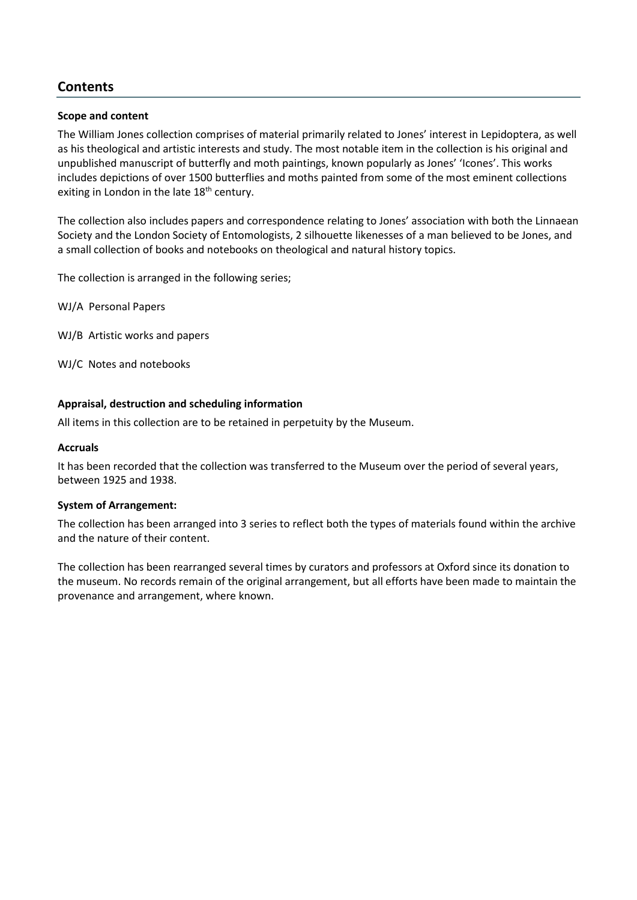## Contents

### Scope and content

The William Jones collection comprises of material primarily related to Jones' interest in Lepidoptera, as well as his theological and artistic interests and study. The most notable item in the collection is his original and unpublished manuscript of butterfly and moth paintings, known popularly as Jones' 'Icones'. This works includes depictions of over 1500 butterflies and moths painted from some of the most eminent collections exiting in London in the late 18th century.

The collection also includes papers and correspondence relating to Jones' association with both the Linnaean Society and the London Society of Entomologists, 2 silhouette likenesses of a man believed to be Jones, and a small collection of books and notebooks on theological and natural history topics.

The collection is arranged in the following series;

WJ/A Personal Papers

WJ/B Artistic works and papers

WJ/C Notes and notebooks

### Appraisal, destruction and scheduling information

All items in this collection are to be retained in perpetuity by the Museum.

### Accruals

It has been recorded that the collection was transferred to the Museum over the period of several years, between 1925 and 1938.

### System of Arrangement:

The collection has been arranged into 3 series to reflect both the types of materials found within the archive and the nature of their content.

The collection has been rearranged several times by curators and professors at Oxford since its donation to the museum. No records remain of the original arrangement, but all efforts have been made to maintain the provenance and arrangement, where known.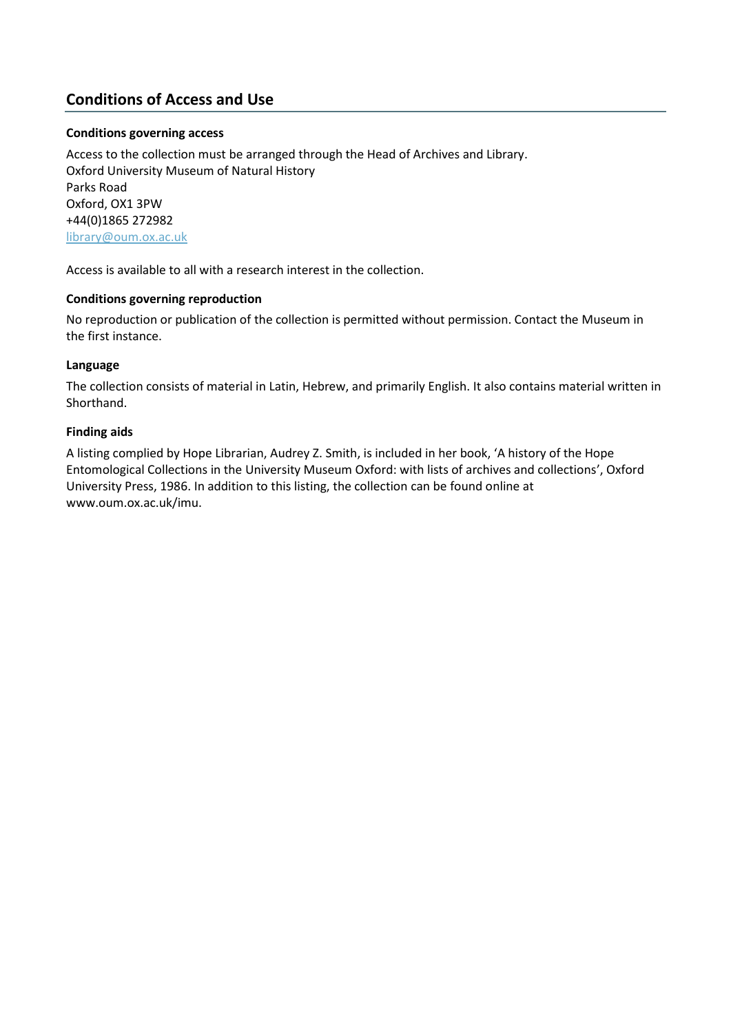## Conditions of Access and Use

**Conditions governing access**

Access to the collection must be arranged through the Head of Archives and Library.
Oxford University Museum of Natural History
Parks Road
Oxford, OX1 3PW
+44(0)1865 272982
library@oum.ox.ac.uk

Access is available to all with a research interest in the collection.

**Conditions governing reproduction**

No reproduction or publication of the collection is permitted without permission. Contact the Museum in the first instance.

**Language**

The collection consists of material in Latin, Hebrew, and primarily English. It also contains material written in Shorthand.

**Finding aids**

A listing complied by Hope Librarian, Audrey Z. Smith, is included in her book, 'A history of the Hope Entomological Collections in the University Museum Oxford: with lists of archives and collections', Oxford University Press, 1986. In addition to this listing, the collection can be found online at www.oum.ox.ac.uk/imu.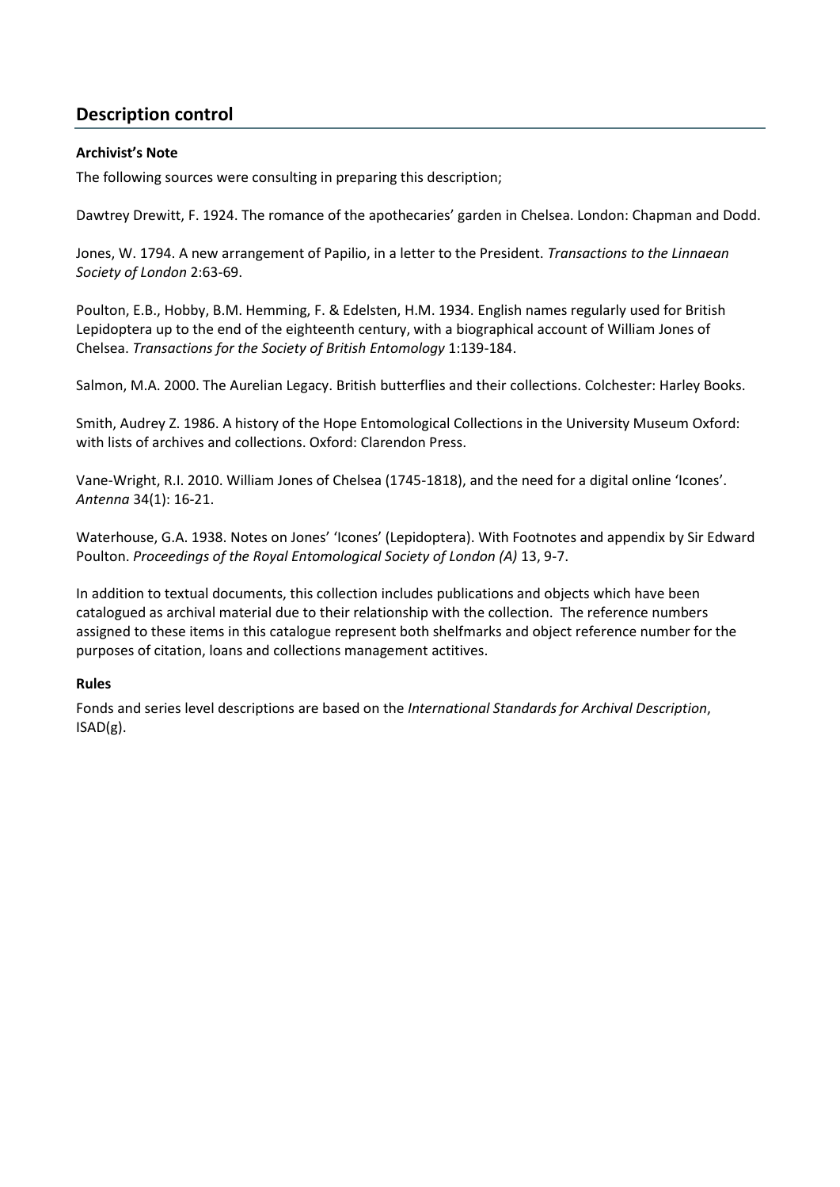## Description control

**Archivist's Note**

The following sources were consulting in preparing this description;

Dawtrey Drewitt, F. 1924. The romance of the apothecaries' garden in Chelsea. London: Chapman and Dodd.

Jones, W. 1794. A new arrangement of Papilio, in a letter to the President. *Transactions to the Linnaean Society of London* 2:63-69.

Poulton, E.B., Hobby, B.M. Hemming, F. & Edelsten, H.M. 1934. English names regularly used for British Lepidoptera up to the end of the eighteenth century, with a biographical account of William Jones of Chelsea. *Transactions for the Society of British Entomology* 1:139-184.

Salmon, M.A. 2000. The Aurelian Legacy. British butterflies and their collections. Colchester: Harley Books.

Smith, Audrey Z. 1986. A history of the Hope Entomological Collections in the University Museum Oxford: with lists of archives and collections. Oxford: Clarendon Press.

Vane-Wright, R.I. 2010. William Jones of Chelsea (1745-1818), and the need for a digital online 'Icones'. *Antenna* 34(1): 16-21.

Waterhouse, G.A. 1938. Notes on Jones' 'Icones' (Lepidoptera). With Footnotes and appendix by Sir Edward Poulton. *Proceedings of the Royal Entomological Society of London (A)* 13, 9-7.

In addition to textual documents, this collection includes publications and objects which have been catalogued as archival material due to their relationship with the collection. The reference numbers assigned to these items in this catalogue represent both shelfmarks and object reference number for the purposes of citation, loans and collections management actitives.

**Rules**

Fonds and series level descriptions are based on the *International Standards for Archival Description*, ISAD(g).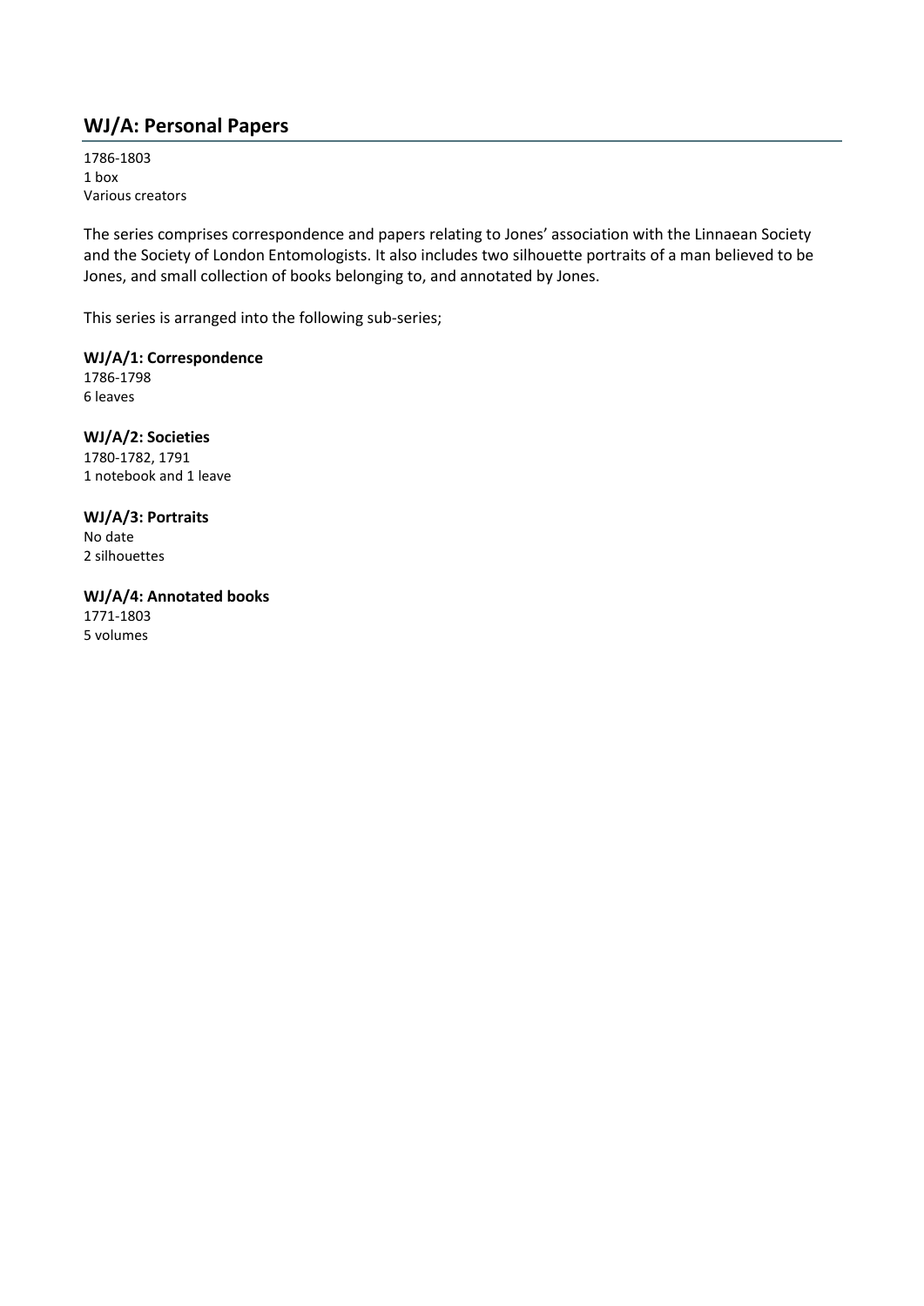## WJ/A: Personal Papers

1786-1803
1 box
Various creators

The series comprises correspondence and papers relating to Jones' association with the Linnaean Society and the Society of London Entomologists. It also includes two silhouette portraits of a man believed to be Jones, and small collection of books belonging to, and annotated by Jones.

This series is arranged into the following sub-series;

**WJ/A/1: Correspondence**
1786-1798
6 leaves

**WJ/A/2: Societies**
1780-1782, 1791
1 notebook and 1 leave

**WJ/A/3: Portraits**
No date
2 silhouettes

**WJ/A/4: Annotated books**
1771-1803
5 volumes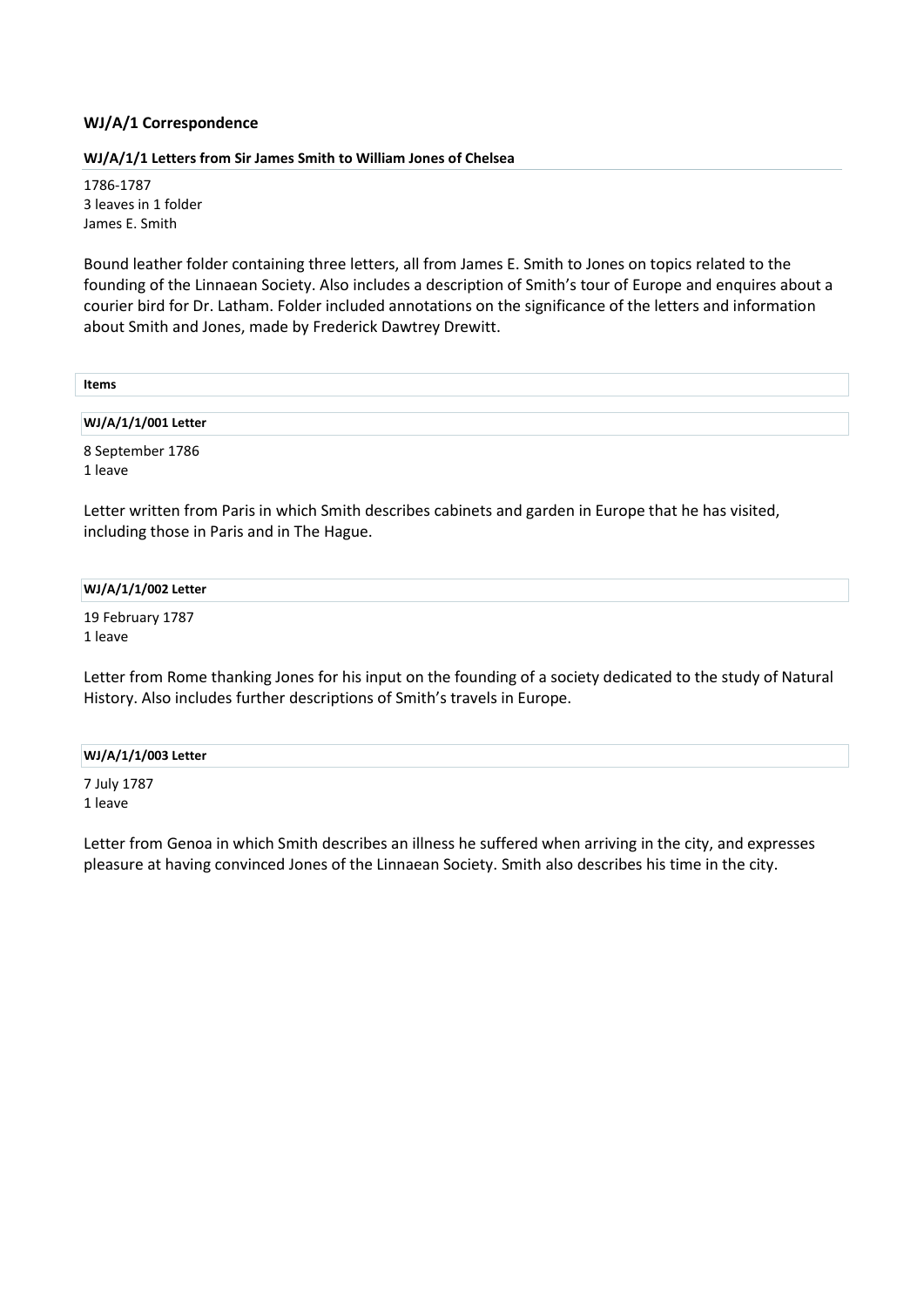### WJ/A/1 Correspondence

#### WJ/A/1/1 Letters from Sir James Smith to William Jones of Chelsea

1786-1787
3 leaves in 1 folder
James E. Smith

Bound leather folder containing three letters, all from James E. Smith to Jones on topics related to the founding of the Linnaean Society. Also includes a description of Smith's tour of Europe and enquires about a courier bird for Dr. Latham. Folder included annotations on the significance of the letters and information about Smith and Jones, made by Frederick Dawtrey Drewitt.

**Items**

**WJ/A/1/1/001 Letter**

8 September 1786
1 leave

Letter written from Paris in which Smith describes cabinets and garden in Europe that he has visited, including those in Paris and in The Hague.

**WJ/A/1/1/002 Letter**

19 February 1787
1 leave

Letter from Rome thanking Jones for his input on the founding of a society dedicated to the study of Natural History. Also includes further descriptions of Smith's travels in Europe.

**WJ/A/1/1/003 Letter**

7 July 1787
1 leave

Letter from Genoa in which Smith describes an illness he suffered when arriving in the city, and expresses pleasure at having convinced Jones of the Linnaean Society. Smith also describes his time in the city.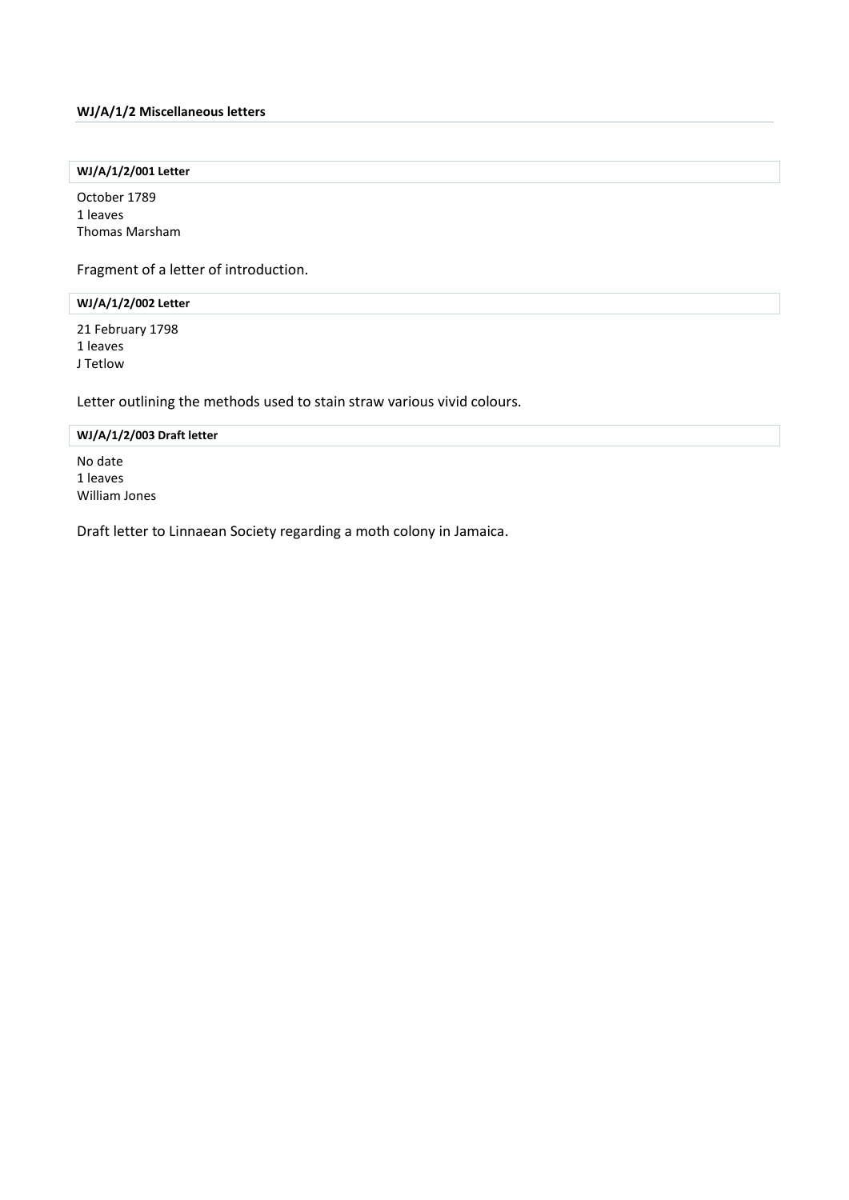## WJ/A/1/2 Miscellaneous letters

### WJ/A/1/2/001 Letter

October 1789
1 leaves
Thomas Marsham

Fragment of a letter of introduction.

### WJ/A/1/2/002 Letter

21 February 1798
1 leaves
J Tetlow

Letter outlining the methods used to stain straw various vivid colours.

### WJ/A/1/2/003 Draft letter

No date
1 leaves
William Jones

Draft letter to Linnaean Society regarding a moth colony in Jamaica.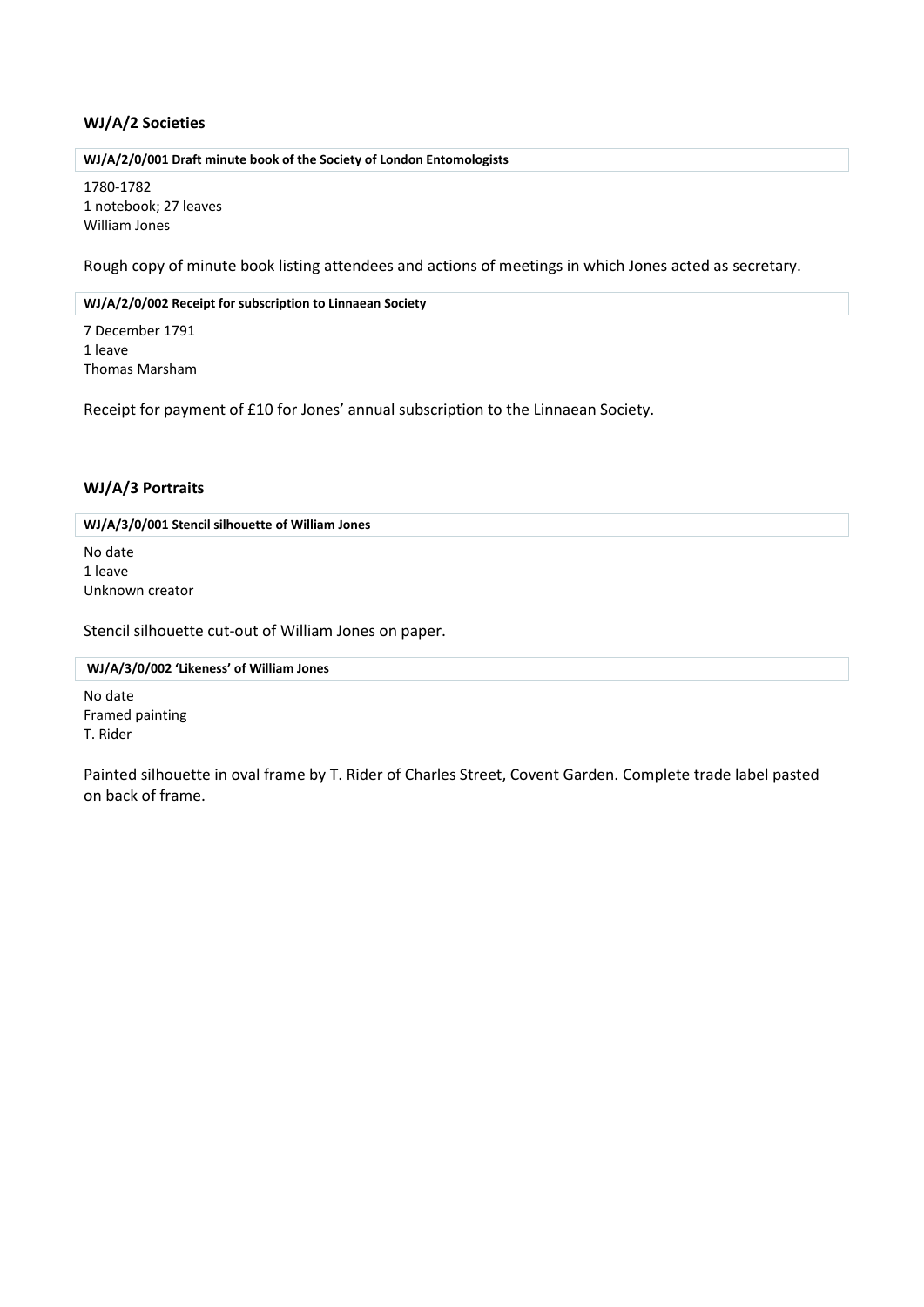## WJ/A/2 Societies

#### WJ/A/2/0/001 Draft minute book of the Society of London Entomologists

1780-1782
1 notebook; 27 leaves
William Jones

Rough copy of minute book listing attendees and actions of meetings in which Jones acted as secretary.

#### WJ/A/2/0/002 Receipt for subscription to Linnaean Society

7 December 1791
1 leave
Thomas Marsham

Receipt for payment of £10 for Jones' annual subscription to the Linnaean Society.

## WJ/A/3 Portraits

#### WJ/A/3/0/001 Stencil silhouette of William Jones

No date
1 leave
Unknown creator

Stencil silhouette cut-out of William Jones on paper.

#### WJ/A/3/0/002 'Likeness' of William Jones

No date
Framed painting
T. Rider

Painted silhouette in oval frame by T. Rider of Charles Street, Covent Garden. Complete trade label pasted on back of frame.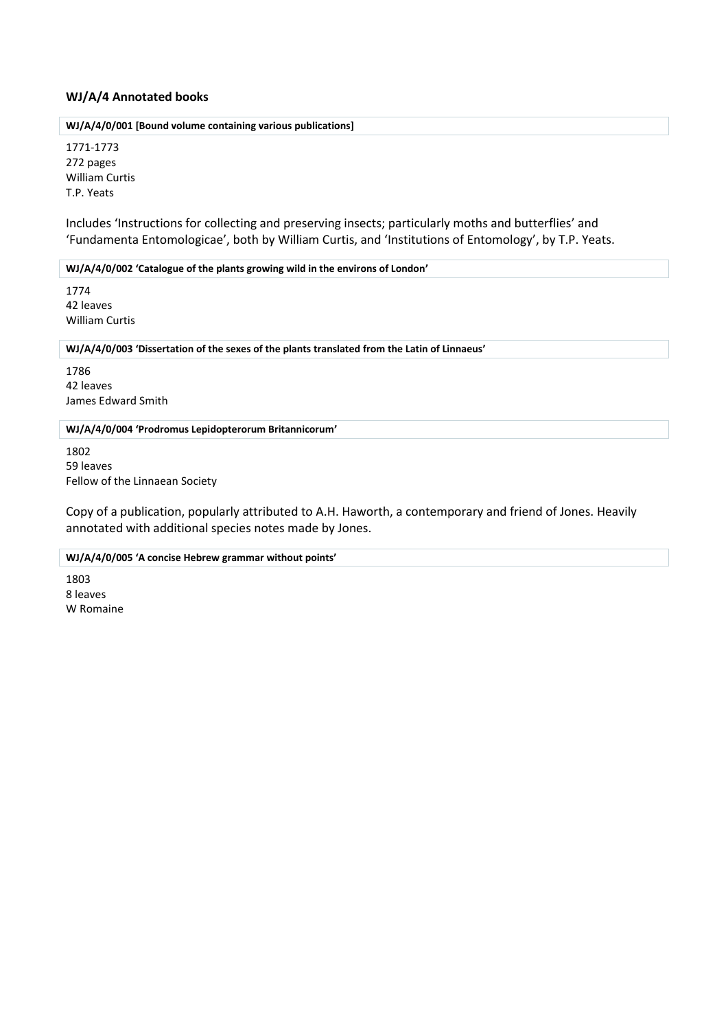## WJ/A/4 Annotated books

**WJ/A/4/0/001 [Bound volume containing various publications]**

1771-1773
272 pages
William Curtis
T.P. Yeats

Includes 'Instructions for collecting and preserving insects; particularly moths and butterflies' and 'Fundamenta Entomologicae', both by William Curtis, and 'Institutions of Entomology', by T.P. Yeats.

**WJ/A/4/0/002 'Catalogue of the plants growing wild in the environs of London'**

1774
42 leaves
William Curtis

**WJ/A/4/0/003 'Dissertation of the sexes of the plants translated from the Latin of Linnaeus'**

1786
42 leaves
James Edward Smith

**WJ/A/4/0/004 'Prodromus Lepidopterorum Britannicorum'**

1802
59 leaves
Fellow of the Linnaean Society

Copy of a publication, popularly attributed to A.H. Haworth, a contemporary and friend of Jones. Heavily annotated with additional species notes made by Jones.

**WJ/A/4/0/005 'A concise Hebrew grammar without points'**

1803
8 leaves
W Romaine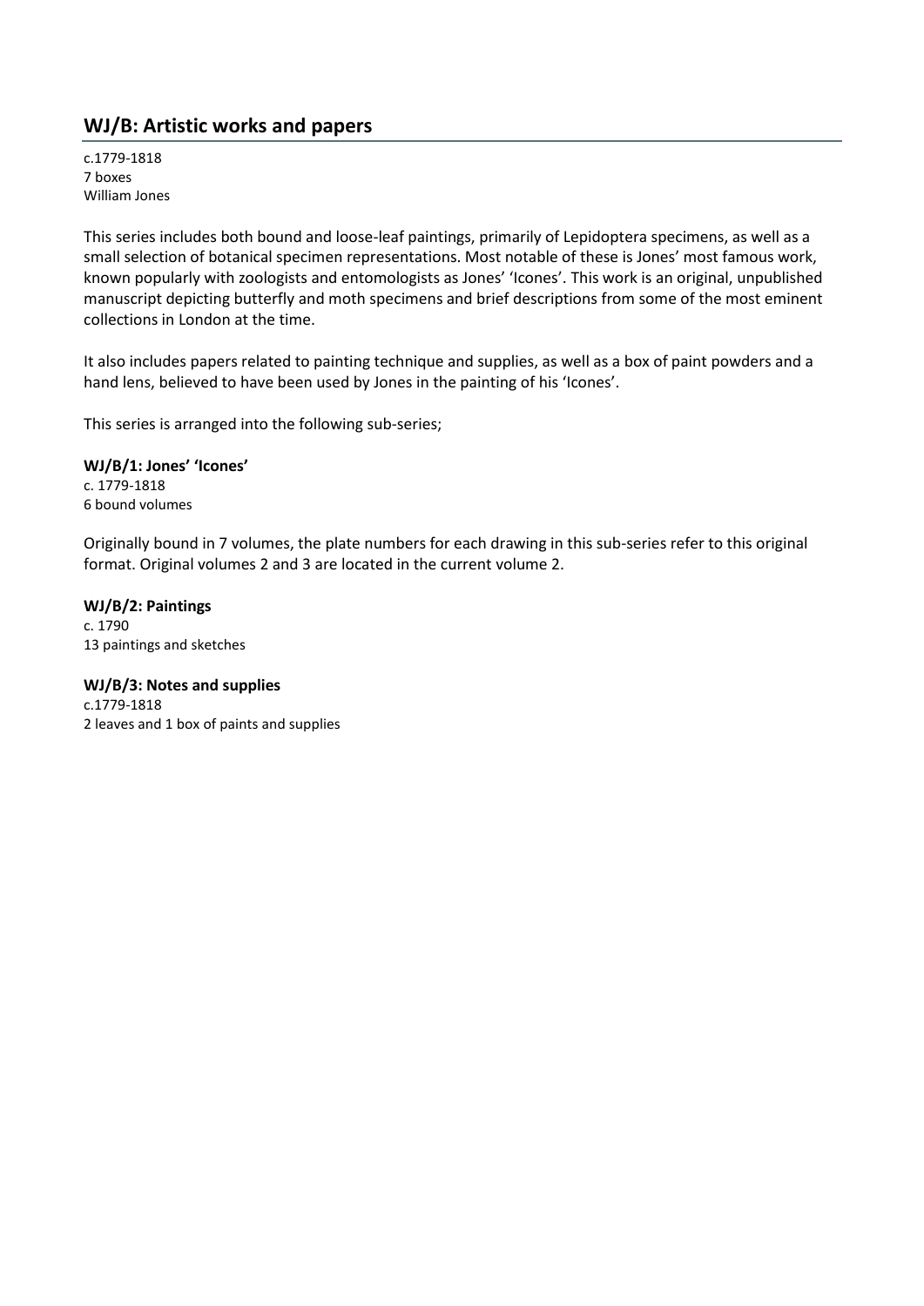## WJ/B: Artistic works and papers

c.1779-1818
7 boxes
William Jones

This series includes both bound and loose-leaf paintings, primarily of Lepidoptera specimens, as well as a small selection of botanical specimen representations. Most notable of these is Jones' most famous work, known popularly with zoologists and entomologists as Jones' 'Icones'. This work is an original, unpublished manuscript depicting butterfly and moth specimens and brief descriptions from some of the most eminent collections in London at the time.

It also includes papers related to painting technique and supplies, as well as a box of paint powders and a hand lens, believed to have been used by Jones in the painting of his 'Icones'.

This series is arranged into the following sub-series;

**WJ/B/1: Jones' 'Icones'**
c. 1779-1818
6 bound volumes

Originally bound in 7 volumes, the plate numbers for each drawing in this sub-series refer to this original format. Original volumes 2 and 3 are located in the current volume 2.

**WJ/B/2: Paintings**
c. 1790
13 paintings and sketches

**WJ/B/3: Notes and supplies**
c.1779-1818
2 leaves and 1 box of paints and supplies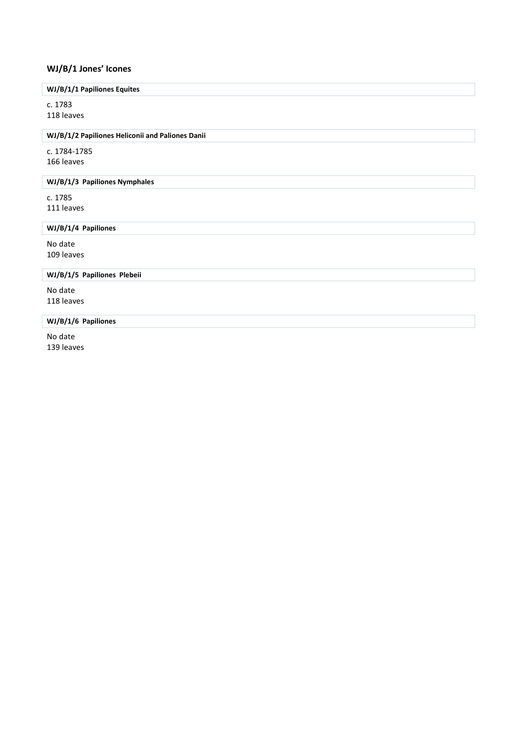## WJ/B/1 Jones' Icones

### WJ/B/1/1 Papiliones Equites

c. 1783
118 leaves

### WJ/B/1/2 Papiliones Heliconii and Paliones Danii

c. 1784-1785
166 leaves

### WJ/B/1/3 Papiliones Nymphales

c. 1785
111 leaves

### WJ/B/1/4 Papiliones

No date
109 leaves

### WJ/B/1/5 Papiliones Plebeii

No date
118 leaves

### WJ/B/1/6 Papiliones

No date
139 leaves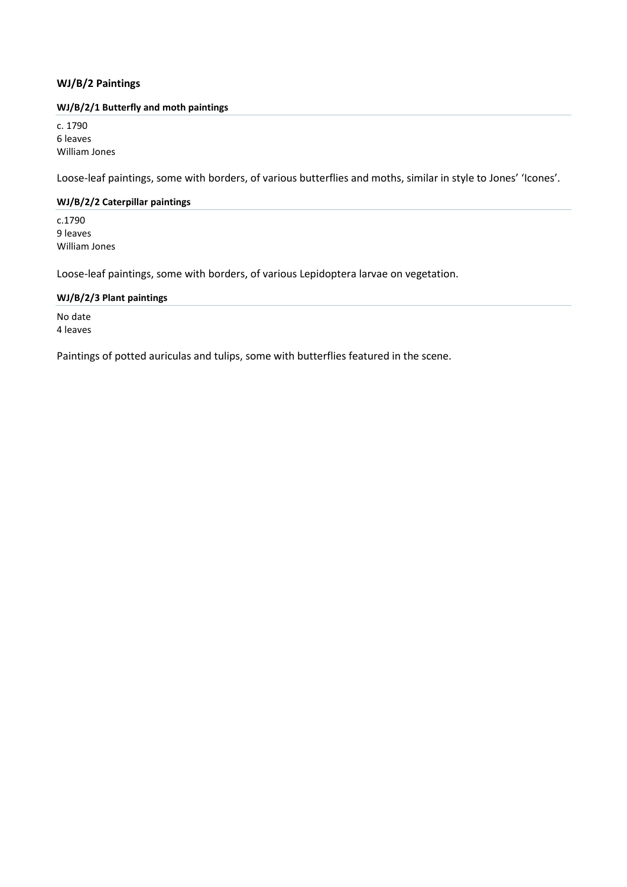## WJ/B/2 Paintings

### WJ/B/2/1 Butterfly and moth paintings

c. 1790
6 leaves
William Jones

Loose-leaf paintings, some with borders, of various butterflies and moths, similar in style to Jones' 'Icones'.

### WJ/B/2/2 Caterpillar paintings

c.1790
9 leaves
William Jones

Loose-leaf paintings, some with borders, of various Lepidoptera larvae on vegetation.

### WJ/B/2/3 Plant paintings

No date
4 leaves

Paintings of potted auriculas and tulips, some with butterflies featured in the scene.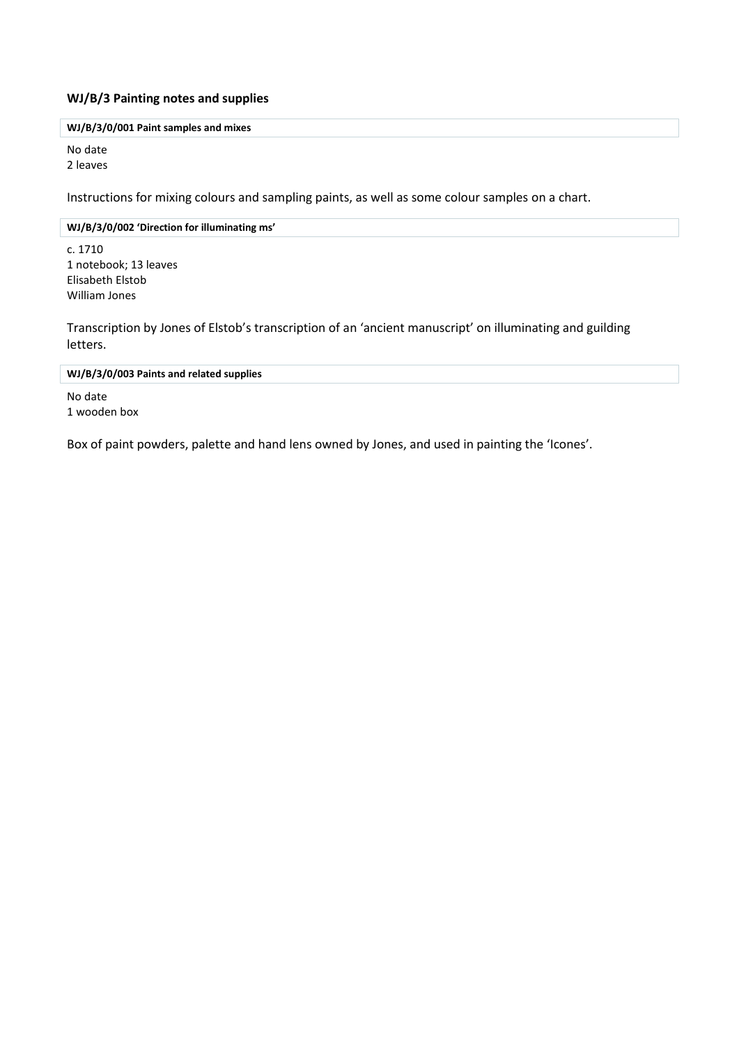## WJ/B/3 Painting notes and supplies

#### WJ/B/3/0/001 Paint samples and mixes

No date
2 leaves

Instructions for mixing colours and sampling paints, as well as some colour samples on a chart.

#### WJ/B/3/0/002 'Direction for illuminating ms'

c. 1710
1 notebook; 13 leaves
Elisabeth Elstob
William Jones

Transcription by Jones of Elstob's transcription of an 'ancient manuscript' on illuminating and guilding letters.

#### WJ/B/3/0/003 Paints and related supplies

No date
1 wooden box

Box of paint powders, palette and hand lens owned by Jones, and used in painting the 'Icones'.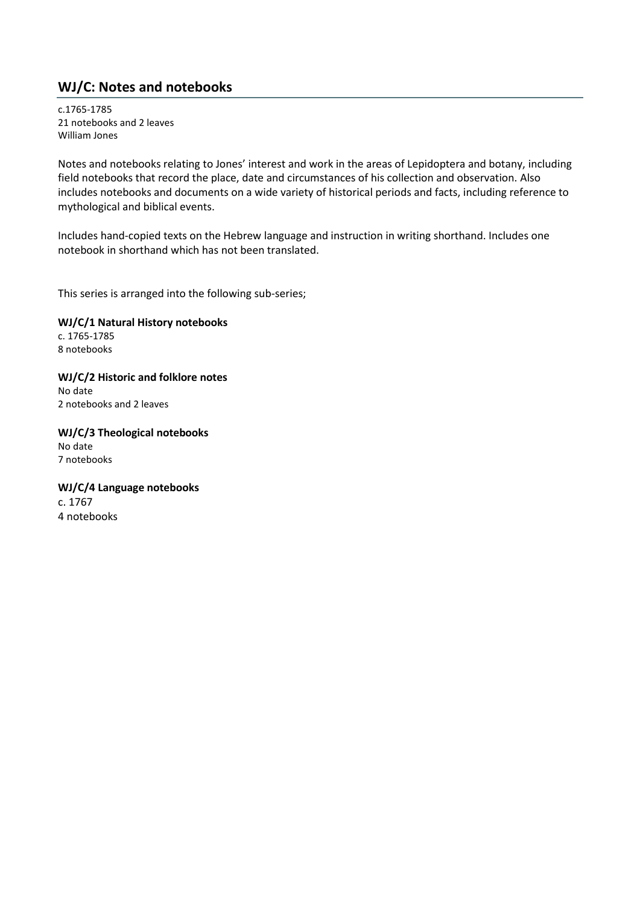## WJ/C: Notes and notebooks

c.1765-1785
21 notebooks and 2 leaves
William Jones

Notes and notebooks relating to Jones' interest and work in the areas of Lepidoptera and botany, including field notebooks that record the place, date and circumstances of his collection and observation. Also includes notebooks and documents on a wide variety of historical periods and facts, including reference to mythological and biblical events.

Includes hand-copied texts on the Hebrew language and instruction in writing shorthand. Includes one notebook in shorthand which has not been translated.

This series is arranged into the following sub-series;

**WJ/C/1 Natural History notebooks**
c. 1765-1785
8 notebooks

**WJ/C/2 Historic and folklore notes**
No date
2 notebooks and 2 leaves

**WJ/C/3 Theological notebooks**
No date
7 notebooks

**WJ/C/4 Language notebooks**
c. 1767
4 notebooks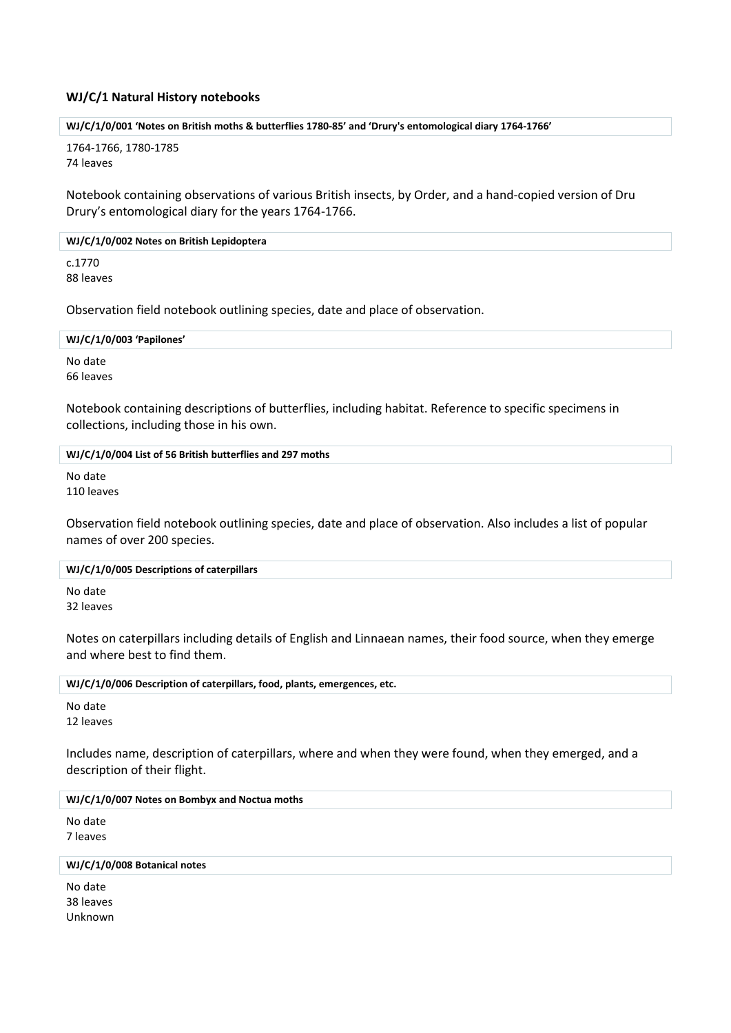## WJ/C/1 Natural History notebooks

#### WJ/C/1/0/001 'Notes on British moths & butterflies 1780-85' and 'Drury's entomological diary 1764-1766'

1764-1766, 1780-1785
74 leaves

Notebook containing observations of various British insects, by Order, and a hand-copied version of Dru Drury's entomological diary for the years 1764-1766.

#### WJ/C/1/0/002 Notes on British Lepidoptera

c.1770
88 leaves

Observation field notebook outlining species, date and place of observation.

#### WJ/C/1/0/003 'Papilones'

No date
66 leaves

Notebook containing descriptions of butterflies, including habitat. Reference to specific specimens in collections, including those in his own.

#### WJ/C/1/0/004 List of 56 British butterflies and 297 moths

No date
110 leaves

Observation field notebook outlining species, date and place of observation. Also includes a list of popular names of over 200 species.

#### WJ/C/1/0/005 Descriptions of caterpillars

No date
32 leaves

Notes on caterpillars including details of English and Linnaean names, their food source, when they emerge and where best to find them.

#### WJ/C/1/0/006 Description of caterpillars, food, plants, emergences, etc.

No date
12 leaves

Includes name, description of caterpillars, where and when they were found, when they emerged, and a description of their flight.

#### WJ/C/1/0/007 Notes on Bombyx and Noctua moths

No date
7 leaves

#### WJ/C/1/0/008 Botanical notes

No date
38 leaves
Unknown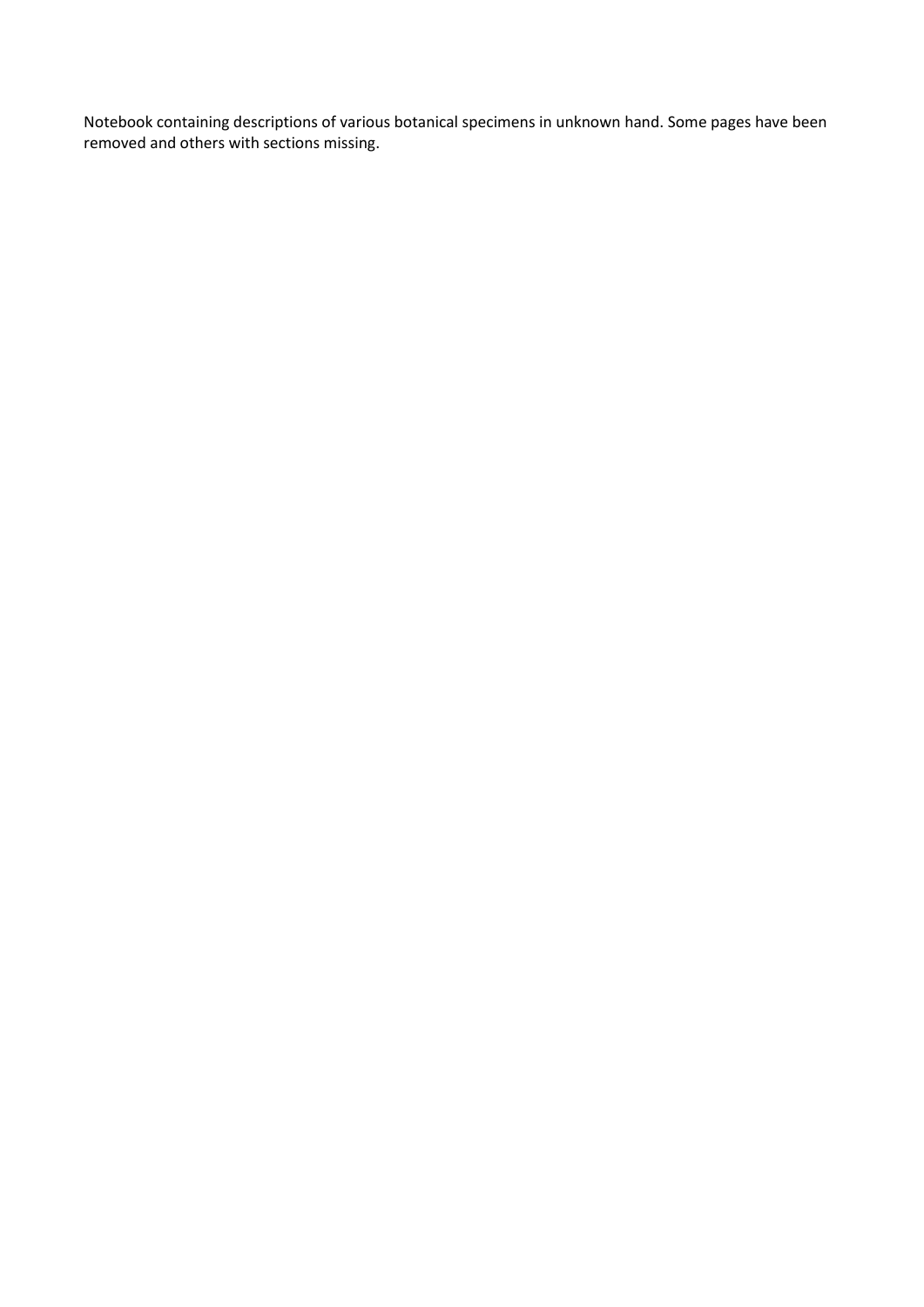Notebook containing descriptions of various botanical specimens in unknown hand. Some pages have been removed and others with sections missing.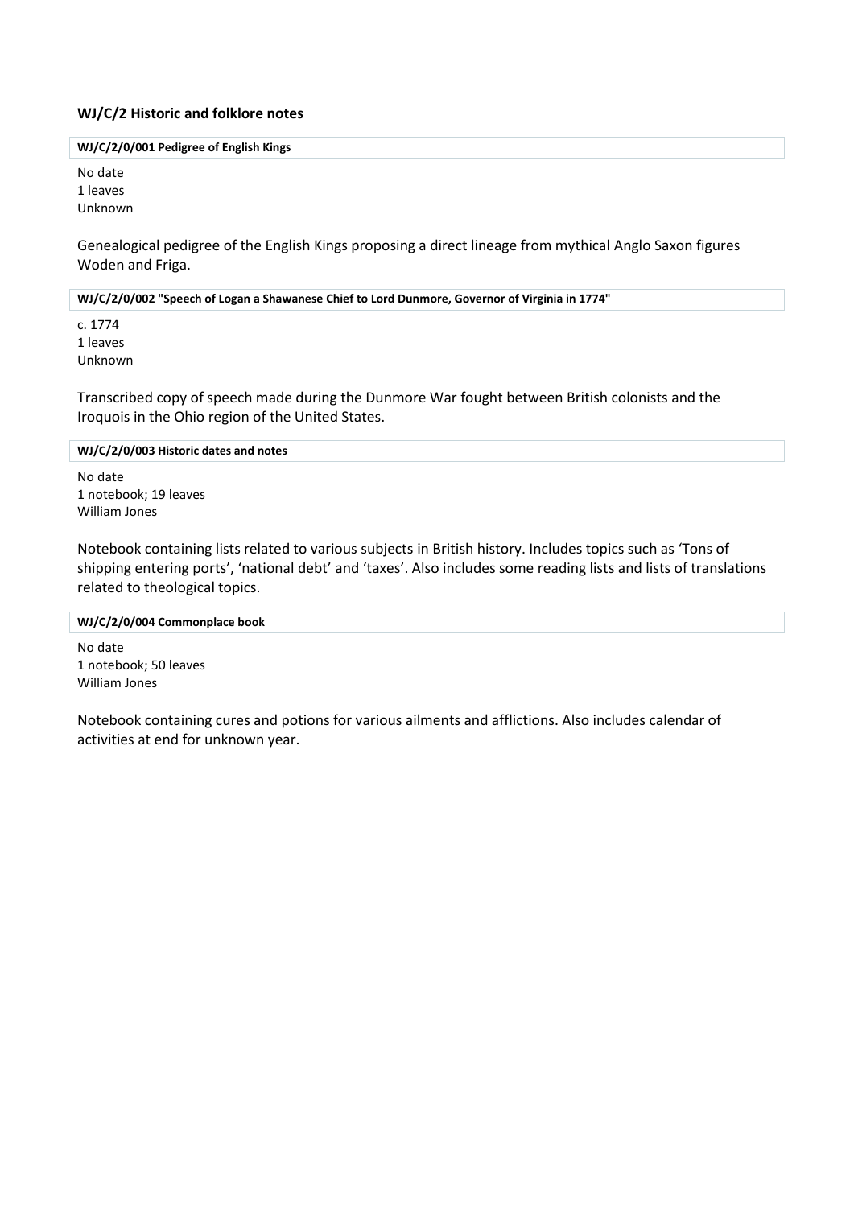## WJ/C/2 Historic and folklore notes

#### WJ/C/2/0/001 Pedigree of English Kings

No date
1 leaves
Unknown

Genealogical pedigree of the English Kings proposing a direct lineage from mythical Anglo Saxon figures Woden and Friga.

#### WJ/C/2/0/002 "Speech of Logan a Shawanese Chief to Lord Dunmore, Governor of Virginia in 1774"

c. 1774
1 leaves
Unknown

Transcribed copy of speech made during the Dunmore War fought between British colonists and the Iroquois in the Ohio region of the United States.

#### WJ/C/2/0/003 Historic dates and notes

No date
1 notebook; 19 leaves
William Jones

Notebook containing lists related to various subjects in British history. Includes topics such as 'Tons of shipping entering ports', 'national debt' and 'taxes'. Also includes some reading lists and lists of translations related to theological topics.

#### WJ/C/2/0/004 Commonplace book

No date
1 notebook; 50 leaves
William Jones

Notebook containing cures and potions for various ailments and afflictions. Also includes calendar of activities at end for unknown year.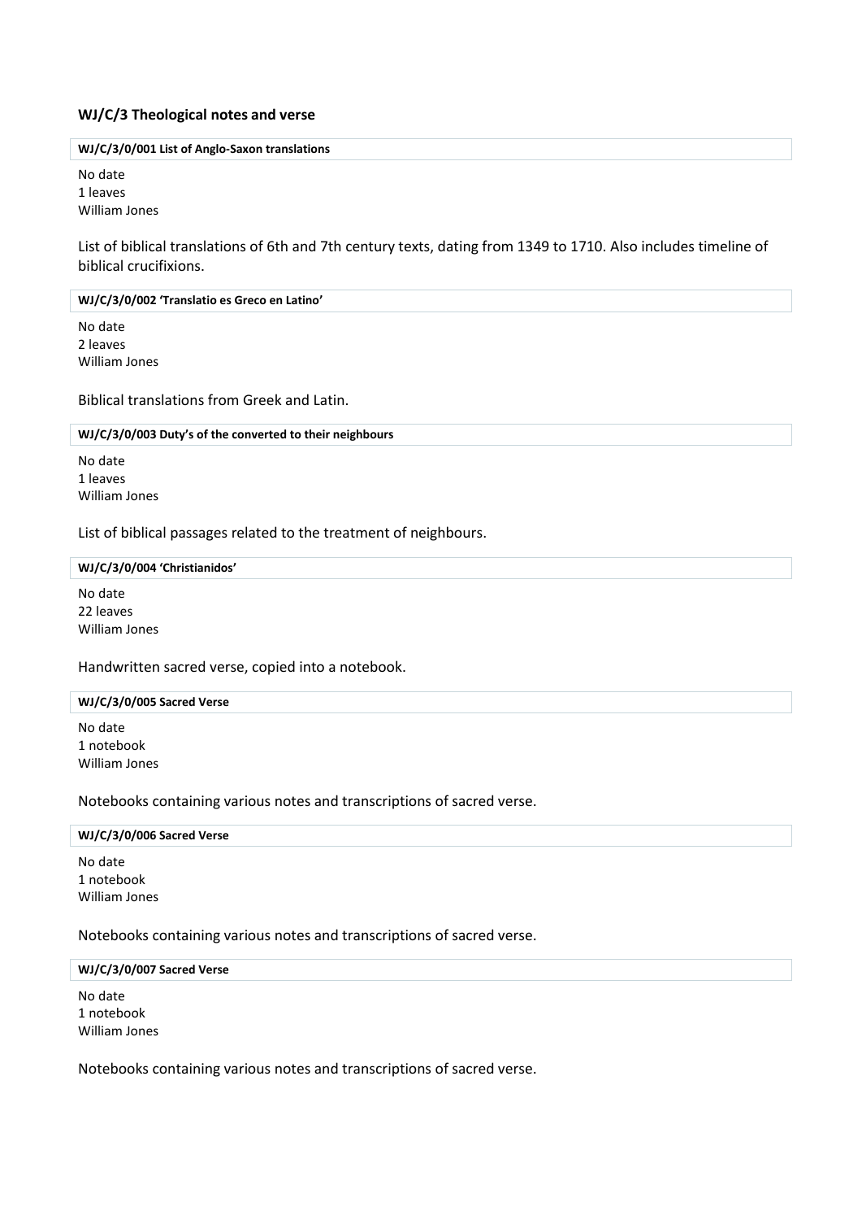## WJ/C/3 Theological notes and verse

#### WJ/C/3/0/001 List of Anglo-Saxon translations

No date
1 leaves
William Jones

List of biblical translations of 6th and 7th century texts, dating from 1349 to 1710. Also includes timeline of biblical crucifixions.

#### WJ/C/3/0/002 'Translatio es Greco en Latino'

No date
2 leaves
William Jones

Biblical translations from Greek and Latin.

#### WJ/C/3/0/003 Duty's of the converted to their neighbours

No date
1 leaves
William Jones

List of biblical passages related to the treatment of neighbours.

#### WJ/C/3/0/004 'Christianidos'

No date
22 leaves
William Jones

Handwritten sacred verse, copied into a notebook.

#### WJ/C/3/0/005 Sacred Verse

No date
1 notebook
William Jones

Notebooks containing various notes and transcriptions of sacred verse.

#### WJ/C/3/0/006 Sacred Verse

No date
1 notebook
William Jones

Notebooks containing various notes and transcriptions of sacred verse.

#### WJ/C/3/0/007 Sacred Verse

No date
1 notebook
William Jones

Notebooks containing various notes and transcriptions of sacred verse.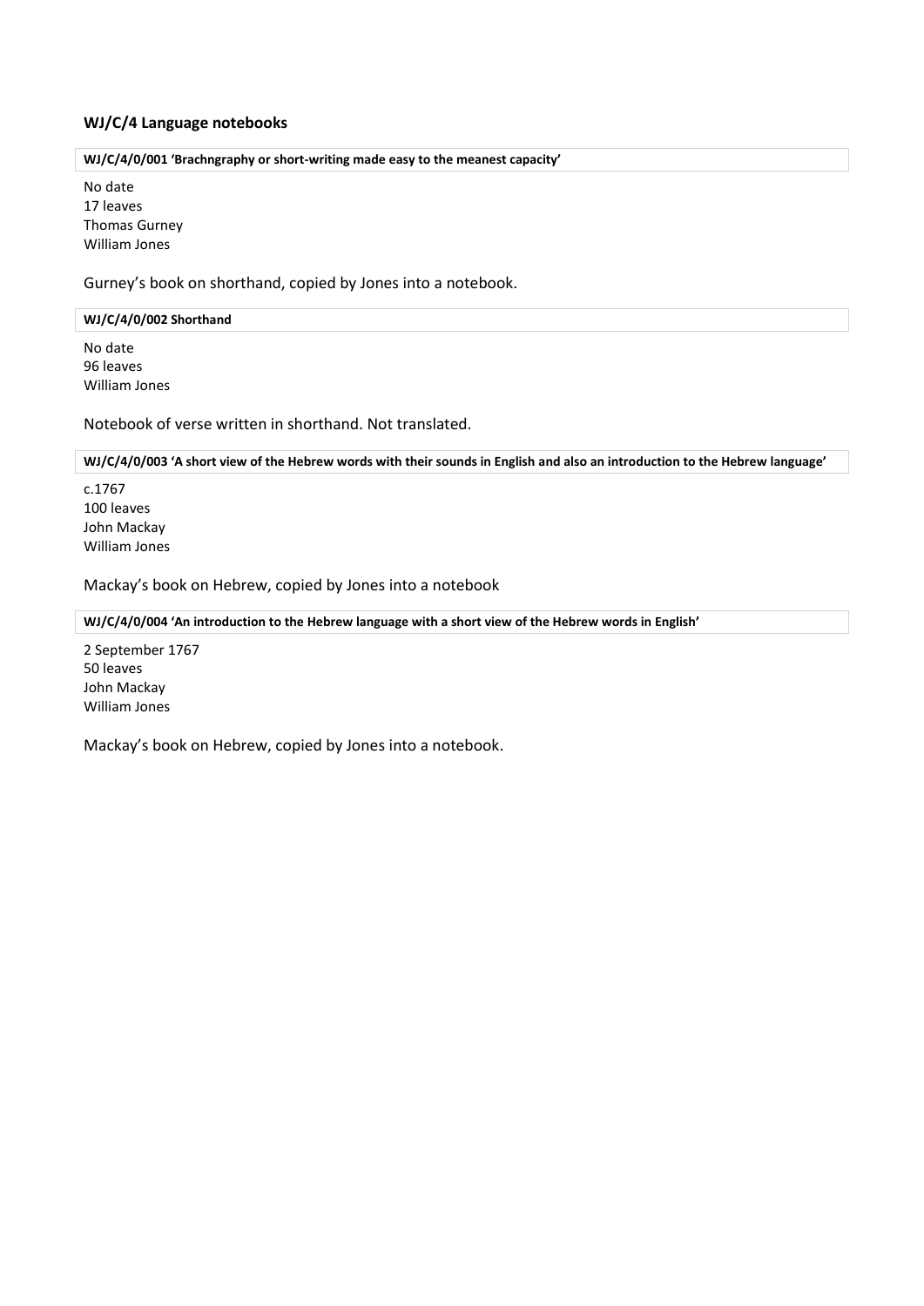## WJ/C/4 Language notebooks

#### WJ/C/4/0/001 'Brachngraphy or short-writing made easy to the meanest capacity'

No date
17 leaves
Thomas Gurney
William Jones

Gurney's book on shorthand, copied by Jones into a notebook.

#### WJ/C/4/0/002 Shorthand

No date
96 leaves
William Jones

Notebook of verse written in shorthand. Not translated.

#### WJ/C/4/0/003 'A short view of the Hebrew words with their sounds in English and also an introduction to the Hebrew language'

c.1767
100 leaves
John Mackay
William Jones

Mackay's book on Hebrew, copied by Jones into a notebook

#### WJ/C/4/0/004 'An introduction to the Hebrew language with a short view of the Hebrew words in English'

2 September 1767
50 leaves
John Mackay
William Jones

Mackay's book on Hebrew, copied by Jones into a notebook.